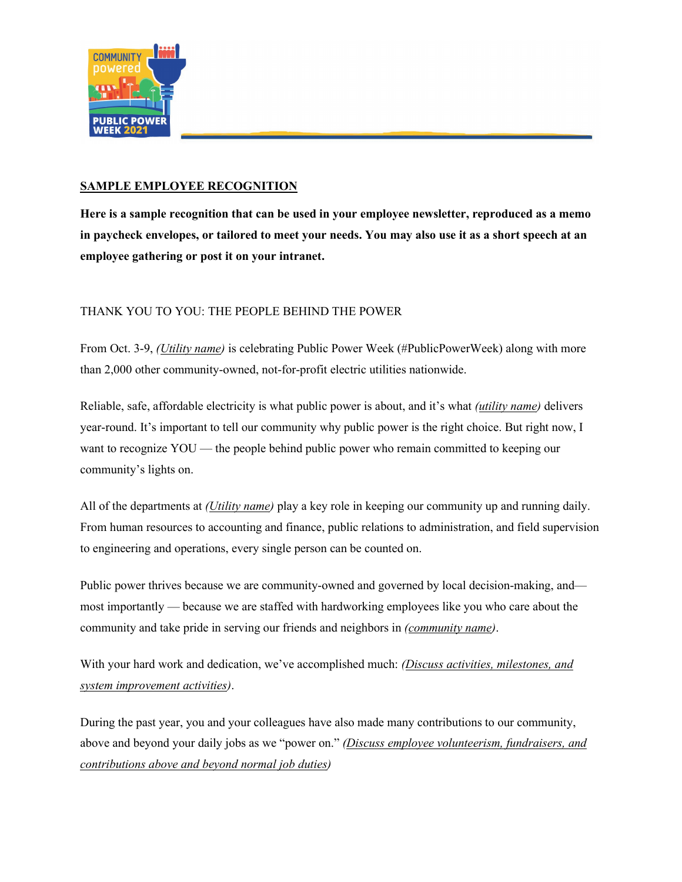## SAMPLE EMPLOYEE RECOGNITION

**Here is a sample recognition that can be used in your employee newsletter, reproduced as a memo in paycheck envelopes, or tailored to meet your needs. You may also use it as a short speech at an employee gathering or post it on your intranet.**

THANK YOU TO YOU: THE PEOPLE BEHIND THE POWER

From Oct. 3-9, *(Utility name)* is celebrating Public Power Week (#PublicPowerWeek) along with more than 2,000 other community-owned, not-for-profit electric utilities nationwide.

Reliable, safe, affordable electricity is what public power is about, and it's what *(utility name)* delivers year-round. It's important to tell our community why public power is the right choice. But right now, I want to recognize YOU — the people behind public power who remain committed to keeping our community's lights on.

All of the departments at *(Utility name)* play a key role in keeping our community up and running daily. From human resources to accounting and finance, public relations to administration, and field supervision to engineering and operations, every single person can be counted on.

Public power thrives because we are community-owned and governed by local decision-making, and— most importantly — because we are staffed with hardworking employees like you who care about the community and take pride in serving our friends and neighbors in *(community name)*.

With your hard work and dedication, we've accomplished much: *(Discuss activities, milestones, and system improvement activities)*.

During the past year, you and your colleagues have also made many contributions to our community, above and beyond your daily jobs as we "power on." *(Discuss employee volunteerism, fundraisers, and contributions above and beyond normal job duties)*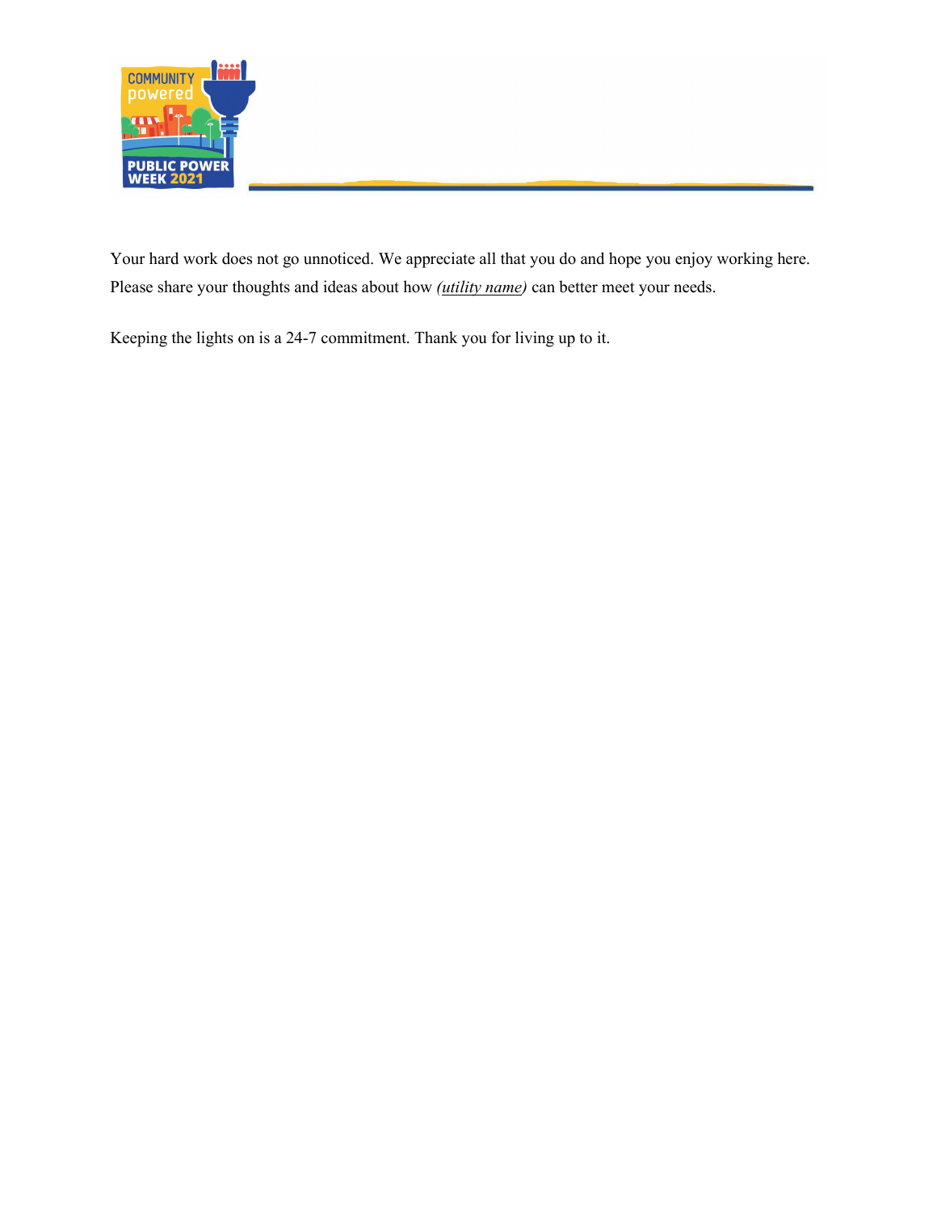Your hard work does not go unnoticed. We appreciate all that you do and hope you enjoy working here. Please share your thoughts and ideas about how *(utility name)* can better meet your needs.

Keeping the lights on is a 24-7 commitment. Thank you for living up to it.